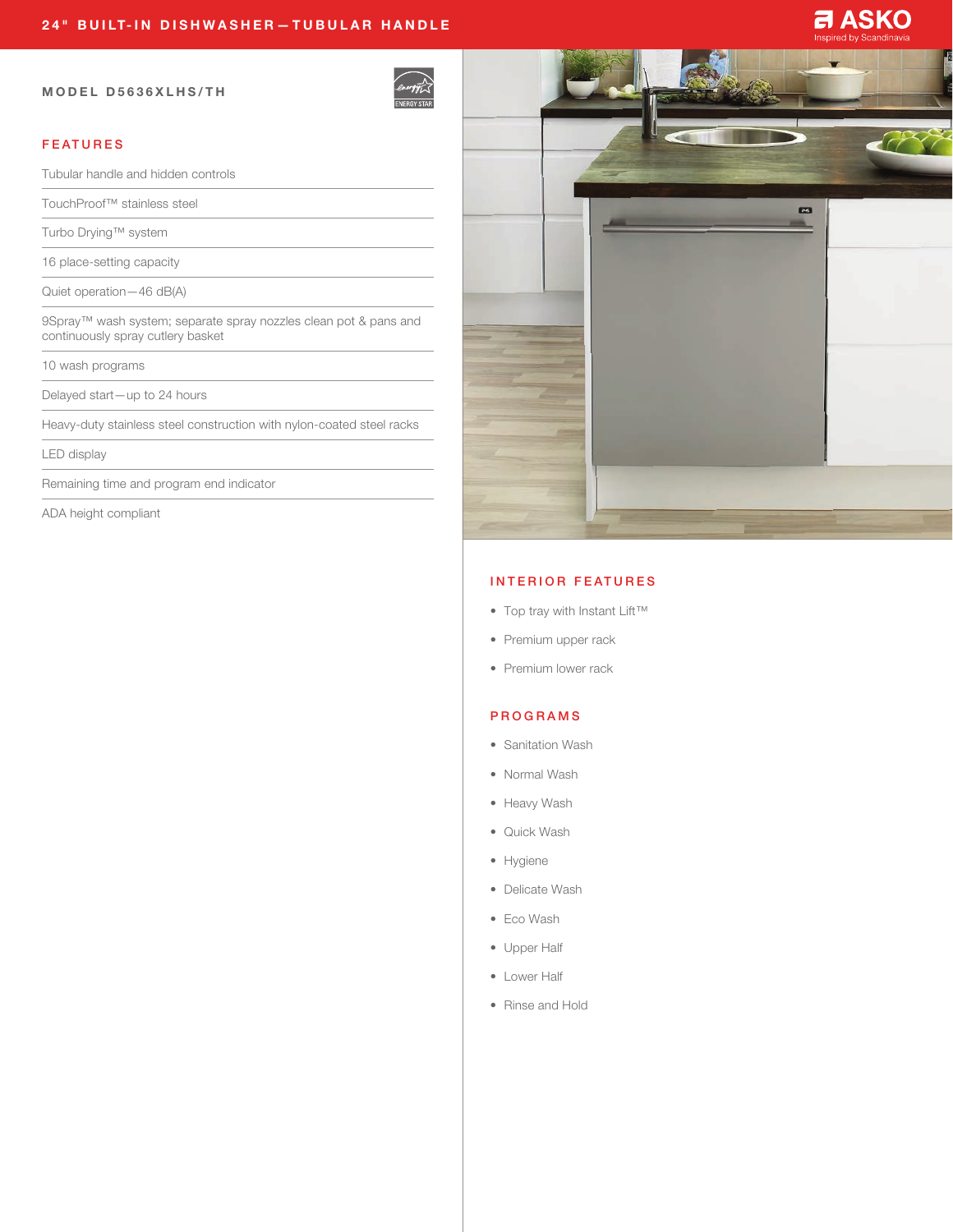# 24" BUILT-IN DISHWASHER—TUBULAR HANDLE

ASKO
Inspired by Scandinavia

## MODEL D5636XLHS/TH

## FEATURES

- Tubular handle and hidden controls
- TouchProof™ stainless steel
- Turbo Drying™ system
- 16 place-setting capacity
- Quiet operation—46 dB(A)
- 9Spray™ wash system; separate spray nozzles clean pot & pans and continuously spray cutlery basket
- 10 wash programs
- Delayed start—up to 24 hours
- Heavy-duty stainless steel construction with nylon-coated steel racks
- LED display
- Remaining time and program end indicator
- ADA height compliant

## INTERIOR FEATURES

- Top tray with Instant Lift™
- Premium upper rack
- Premium lower rack

## PROGRAMS

- Sanitation Wash
- Normal Wash
- Heavy Wash
- Quick Wash
- Hygiene
- Delicate Wash
- Eco Wash
- Upper Half
- Lower Half
- Rinse and Hold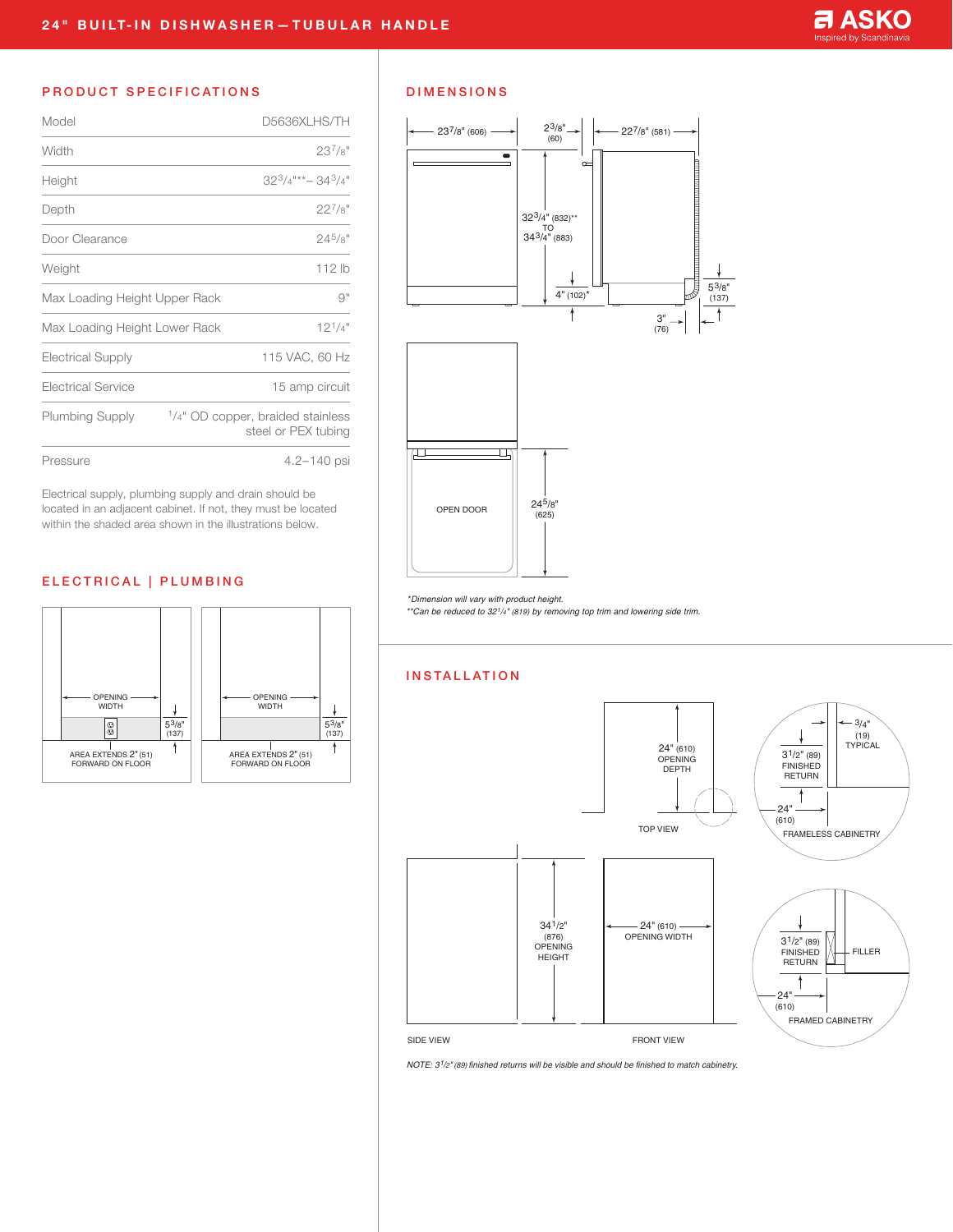# 24" BUILT-IN DISHWASHER—TUBULAR HANDLE

ASKO
Inspired by Scandinavia

## PRODUCT SPECIFICATIONS

| | |
|---|---|
| Model | D5636XLHS/TH |
| Width | 23 7/8" |
| Height | 32 3/4"**– 34 3/4" |
| Depth | 22 7/8" |
| Door Clearance | 24 5/8" |
| Weight | 112 lb |
| Max Loading Height Upper Rack | 9" |
| Max Loading Height Lower Rack | 12 1/4" |
| Electrical Supply | 115 VAC, 60 Hz |
| Electrical Service | 15 amp circuit |
| Plumbing Supply | 1/4" OD copper, braided stainless steel or PEX tubing |
| Pressure | 4.2–140 psi |

Electrical supply, plumbing supply and drain should be located in an adjacent cabinet. If not, they must be located within the shaded area shown in the illustrations below.

## ELECTRICAL | PLUMBING

OPENING WIDTH
5 3/8" (137)
AREA EXTENDS 2" (51) FORWARD ON FLOOR

OPENING WIDTH
5 3/8" (137)
AREA EXTENDS 2" (51) FORWARD ON FLOOR

## DIMENSIONS

23 7/8" (606)
2 3/8" (60)
22 7/8" (581)
32 3/4" (832)** TO 34 3/4" (883)
4" (102)*
5 3/8" (137)
3" (76)
OPEN DOOR
24 5/8" (625)

*\*Dimension will vary with product height.*
*\*\*Can be reduced to 32 1/4" (819) by removing top trim and lowering side trim.*

## INSTALLATION

24" (610) OPENING DEPTH
TOP VIEW

3/4" (19) TYPICAL
3 1/2" (89) FINISHED RETURN
24" (610)
FRAMELESS CABINETRY

34 1/2" (876) OPENING HEIGHT
SIDE VIEW

24" (610) OPENING WIDTH
FRONT VIEW

3 1/2" (89) FINISHED RETURN
FILLER
24" (610)
FRAMED CABINETRY

*NOTE: 3 1/2" (89) finished returns will be visible and should be finished to match cabinetry.*